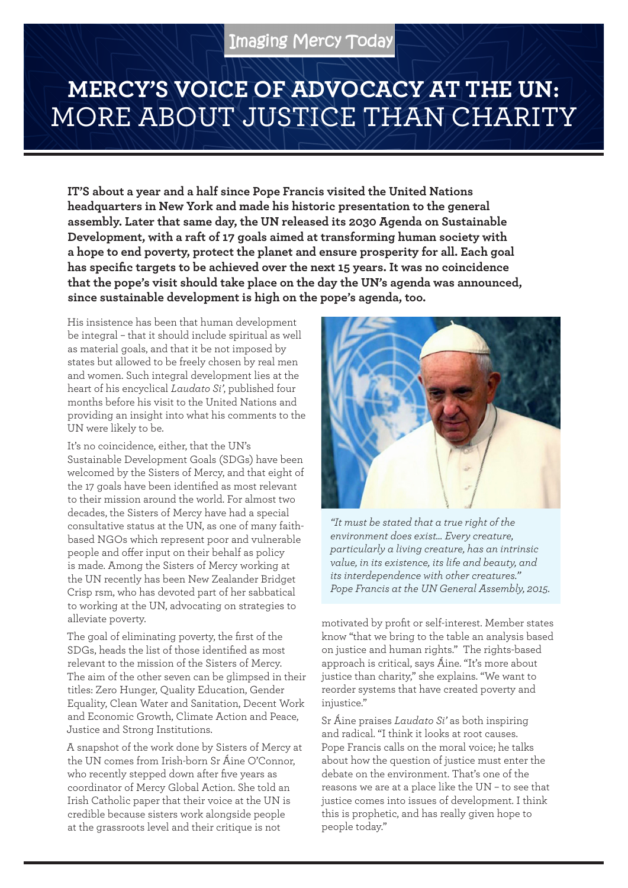Imaging Mercy Today

# MERCY'S VOICE OF ADVOCACY AT THE UN: MORE ABOUT JUSTICE THAN CHARITY

**IT'S about a year and a half since Pope Francis visited the United Nations headquarters in New York and made his historic presentation to the general assembly. Later that same day, the UN released its 2030 Agenda on Sustainable Development, with a raft of 17 goals aimed at transforming human society with a hope to end poverty, protect the planet and ensure prosperity for all. Each goal has specific targets to be achieved over the next 15 years. It was no coincidence that the pope's visit should take place on the day the UN's agenda was announced, since sustainable development is high on the pope's agenda, too.**

His insistence has been that human development be integral – that it should include spiritual as well as material goals, and that it be not imposed by states but allowed to be freely chosen by real men and women. Such integral development lies at the heart of his encyclical *Laudato Si'*, published four months before his visit to the United Nations and providing an insight into what his comments to the UN were likely to be.

It's no coincidence, either, that the UN's Sustainable Development Goals (SDGs) have been welcomed by the Sisters of Mercy, and that eight of the 17 goals have been identified as most relevant to their mission around the world. For almost two decades, the Sisters of Mercy have had a special consultative status at the UN, as one of many faith-based NGOs which represent poor and vulnerable people and offer input on their behalf as policy is made. Among the Sisters of Mercy working at the UN recently has been New Zealander Bridget Crisp rsm, who has devoted part of her sabbatical to working at the UN, advocating on strategies to alleviate poverty.

The goal of eliminating poverty, the first of the SDGs, heads the list of those identified as most relevant to the mission of the Sisters of Mercy. The aim of the other seven can be glimpsed in their titles: Zero Hunger, Quality Education, Gender Equality, Clean Water and Sanitation, Decent Work and Economic Growth, Climate Action and Peace, Justice and Strong Institutions.

A snapshot of the work done by Sisters of Mercy at the UN comes from Irish-born Sr Áine O'Connor, who recently stepped down after five years as coordinator of Mercy Global Action. She told an Irish Catholic paper that their voice at the UN is credible because sisters work alongside people at the grassroots level and their critique is not motivated by profit or self-interest. Member states know "that we bring to the table an analysis based on justice and human rights." The rights-based approach is critical, says Áine. "It's more about justice than charity," she explains. "We want to reorder systems that have created poverty and injustice."

*"It must be stated that a true right of the environment does exist... Every creature, particularly a living creature, has an intrinsic value, in its existence, its life and beauty, and its interdependence with other creatures." Pope Francis at the UN General Assembly, 2015.*

Sr Áine praises *Laudato Si'* as both inspiring and radical. "I think it looks at root causes. Pope Francis calls on the moral voice; he talks about how the question of justice must enter the debate on the environment. That's one of the reasons we are at a place like the UN – to see that justice comes into issues of development. I think this is prophetic, and has really given hope to people today."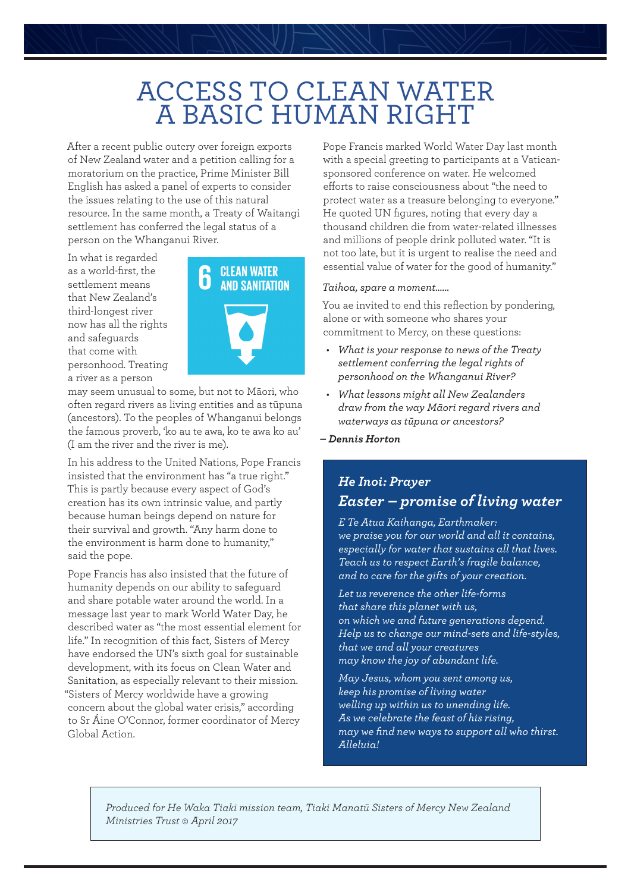# ACCESS TO CLEAN WATER A BASIC HUMAN RIGHT

After a recent public outcry over foreign exports of New Zealand water and a petition calling for a moratorium on the practice, Prime Minister Bill English has asked a panel of experts to consider the issues relating to the use of this natural resource. In the same month, a Treaty of Waitangi settlement has conferred the legal status of a person on the Whanganui River.

In what is regarded as a world-first, the settlement means that New Zealand's third-longest river now has all the rights and safeguards that come with personhood. Treating a river as a person may seem unusual to some, but not to Māori, who often regard rivers as living entities and as tūpuna (ancestors). To the peoples of Whanganui belongs the famous proverb, 'ko au te awa, ko te awa ko au' (I am the river and the river is me).

6 CLEAN WATER AND SANITATION

In his address to the United Nations, Pope Francis insisted that the environment has "a true right." This is partly because every aspect of God's creation has its own intrinsic value, and partly because human beings depend on nature for their survival and growth. "Any harm done to the environment is harm done to humanity," said the pope.

Pope Francis has also insisted that the future of humanity depends on our ability to safeguard and share potable water around the world. In a message last year to mark World Water Day, he described water as "the most essential element for life." In recognition of this fact, Sisters of Mercy have endorsed the UN's sixth goal for sustainable development, with its focus on Clean Water and Sanitation, as especially relevant to their mission. "Sisters of Mercy worldwide have a growing concern about the global water crisis," according to Sr Áine O'Connor, former coordinator of Mercy Global Action.

Pope Francis marked World Water Day last month with a special greeting to participants at a Vatican-sponsored conference on water. He welcomed efforts to raise consciousness about "the need to protect water as a treasure belonging to everyone." He quoted UN figures, noting that every day a thousand children die from water-related illnesses and millions of people drink polluted water. "It is not too late, but it is urgent to realise the need and essential value of water for the good of humanity."

*Taihoa, spare a moment......*

You ae invited to end this reflection by pondering, alone or with someone who shares your commitment to Mercy, on these questions:

- *What is your response to news of the Treaty settlement conferring the legal rights of personhood on the Whanganui River?*
- *What lessons might all New Zealanders draw from the way Māori regard rivers and waterways as tūpuna or ancestors?*

***– Dennis Horton***

## *He Inoi: Prayer*

## *Easter – promise of living water*

*E Te Atua Kaihanga, Earthmaker:*
*we praise you for our world and all it contains,*
*especially for water that sustains all that lives.*
*Teach us to respect Earth's fragile balance,*
*and to care for the gifts of your creation.*

*Let us reverence the other life-forms*
*that share this planet with us,*
*on which we and future generations depend.*
*Help us to change our mind-sets and life-styles,*
*that we and all your creatures*
*may know the joy of abundant life.*

*May Jesus, whom you sent among us,*
*keep his promise of living water*
*welling up within us to unending life.*
*As we celebrate the feast of his rising,*
*may we find new ways to support all who thirst.*
*Alleluia!*

*Produced for He Waka Tiaki mission team, Tiaki Manatū Sisters of Mercy New Zealand Ministries Trust © April 2017*